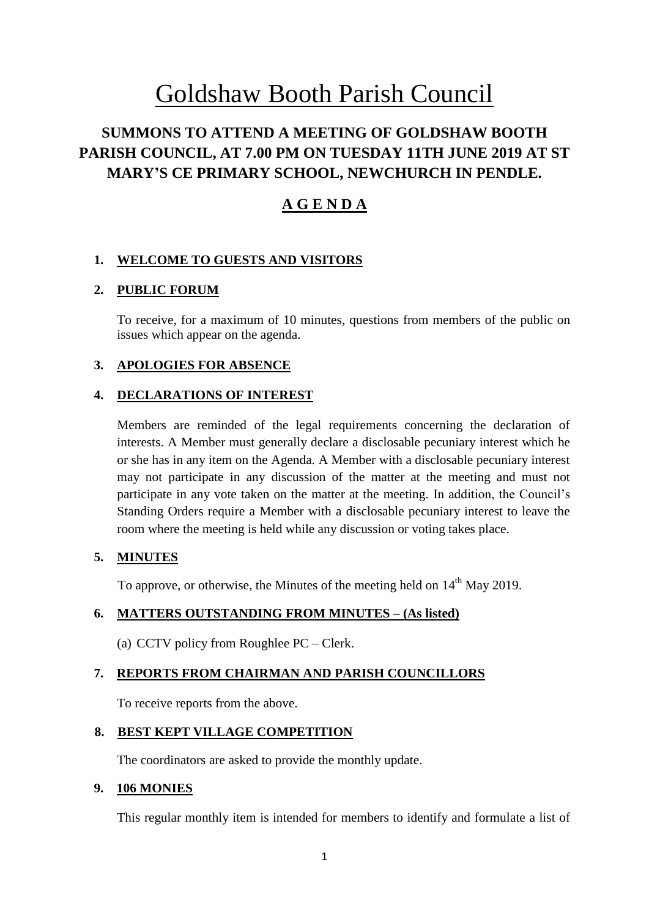# Goldshaw Booth Parish Council

## SUMMONS TO ATTEND A MEETING OF GOLDSHAW BOOTH PARISH COUNCIL, AT 7.00 PM ON TUESDAY 11TH JUNE 2019 AT ST MARY'S CE PRIMARY SCHOOL, NEWCHURCH IN PENDLE.

## A G E N D A

1. **WELCOME TO GUESTS AND VISITORS**

2. **PUBLIC FORUM**

   To receive, for a maximum of 10 minutes, questions from members of the public on issues which appear on the agenda.

3. **APOLOGIES FOR ABSENCE**

4. **DECLARATIONS OF INTEREST**

   Members are reminded of the legal requirements concerning the declaration of interests. A Member must generally declare a disclosable pecuniary interest which he or she has in any item on the Agenda. A Member with a disclosable pecuniary interest may not participate in any discussion of the matter at the meeting and must not participate in any vote taken on the matter at the meeting. In addition, the Council's Standing Orders require a Member with a disclosable pecuniary interest to leave the room where the meeting is held while any discussion or voting takes place.

5. **MINUTES**

   To approve, or otherwise, the Minutes of the meeting held on 14th May 2019.

6. **MATTERS OUTSTANDING FROM MINUTES – (As listed)**

   (a) CCTV policy from Roughlee PC – Clerk.

7. **REPORTS FROM CHAIRMAN AND PARISH COUNCILLORS**

   To receive reports from the above.

8. **BEST KEPT VILLAGE COMPETITION**

   The coordinators are asked to provide the monthly update.

9. **106 MONIES**

   This regular monthly item is intended for members to identify and formulate a list of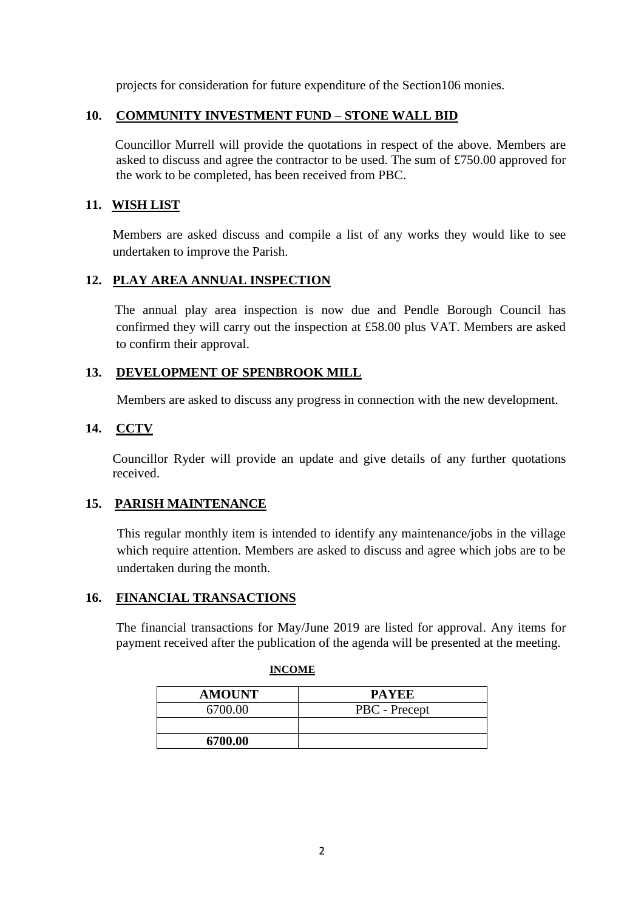projects for consideration for future expenditure of the Section106 monies.

## 10. COMMUNITY INVESTMENT FUND – STONE WALL BID

Councillor Murrell will provide the quotations in respect of the above. Members are asked to discuss and agree the contractor to be used. The sum of £750.00 approved for the work to be completed, has been received from PBC.

## 11. WISH LIST

Members are asked discuss and compile a list of any works they would like to see undertaken to improve the Parish.

## 12. PLAY AREA ANNUAL INSPECTION

The annual play area inspection is now due and Pendle Borough Council has confirmed they will carry out the inspection at £58.00 plus VAT. Members are asked to confirm their approval.

## 13. DEVELOPMENT OF SPENBROOK MILL

Members are asked to discuss any progress in connection with the new development.

## 14. CCTV

Councillor Ryder will provide an update and give details of any further quotations received.

## 15. PARISH MAINTENANCE

This regular monthly item is intended to identify any maintenance/jobs in the village which require attention. Members are asked to discuss and agree which jobs are to be undertaken during the month.

## 16. FINANCIAL TRANSACTIONS

The financial transactions for May/June 2019 are listed for approval. Any items for payment received after the publication of the agenda will be presented at the meeting.

**INCOME**

| AMOUNT | PAYEE |
|---|---|
| 6700.00 | PBC - Precept |
| | |
| **6700.00** | |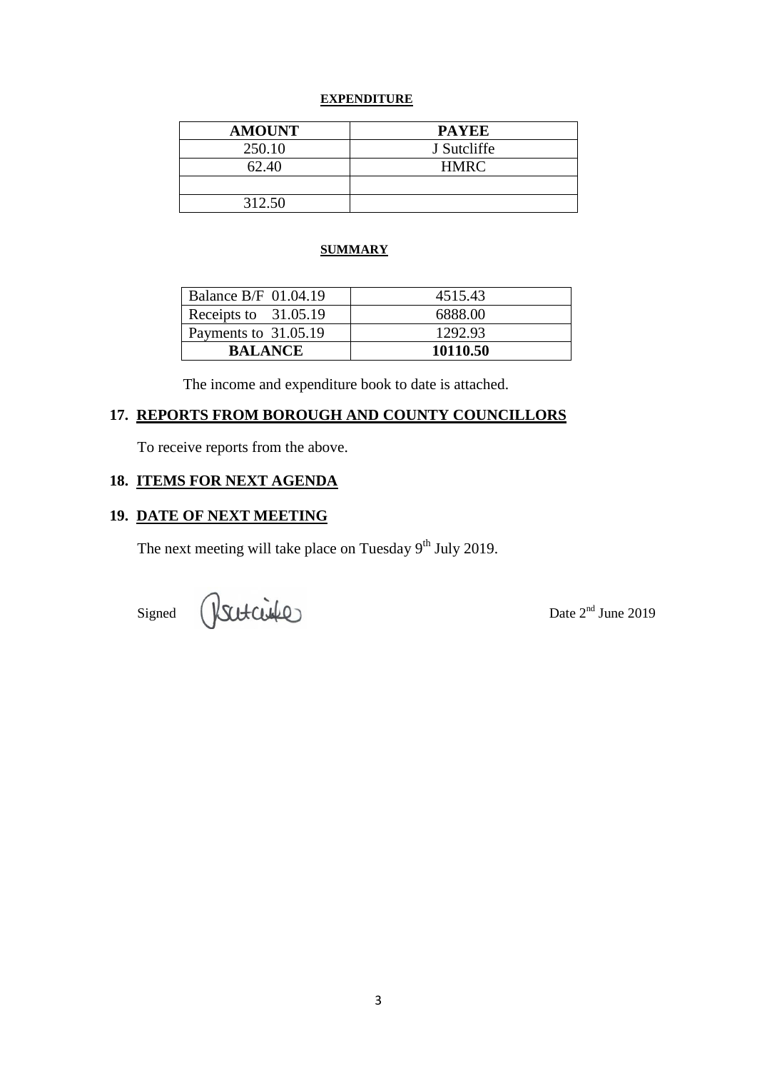**EXPENDITURE**

| AMOUNT | PAYEE |
|---|---|
| 250.10 | J Sutcliffe |
| 62.40 | HMRC |
| | |
| 312.50 | |

**SUMMARY**

| | |
|---|---|
| Balance B/F 01.04.19 | 4515.43 |
| Receipts to 31.05.19 | 6888.00 |
| Payments to 31.05.19 | 1292.93 |
| **BALANCE** | **10110.50** |

The income and expenditure book to date is attached.

## 17. REPORTS FROM BOROUGH AND COUNTY COUNCILLORS

To receive reports from the above.

## 18. ITEMS FOR NEXT AGENDA

## 19. DATE OF NEXT MEETING

The next meeting will take place on Tuesday 9th July 2019.

Signed (signature) Date 2nd June 2019